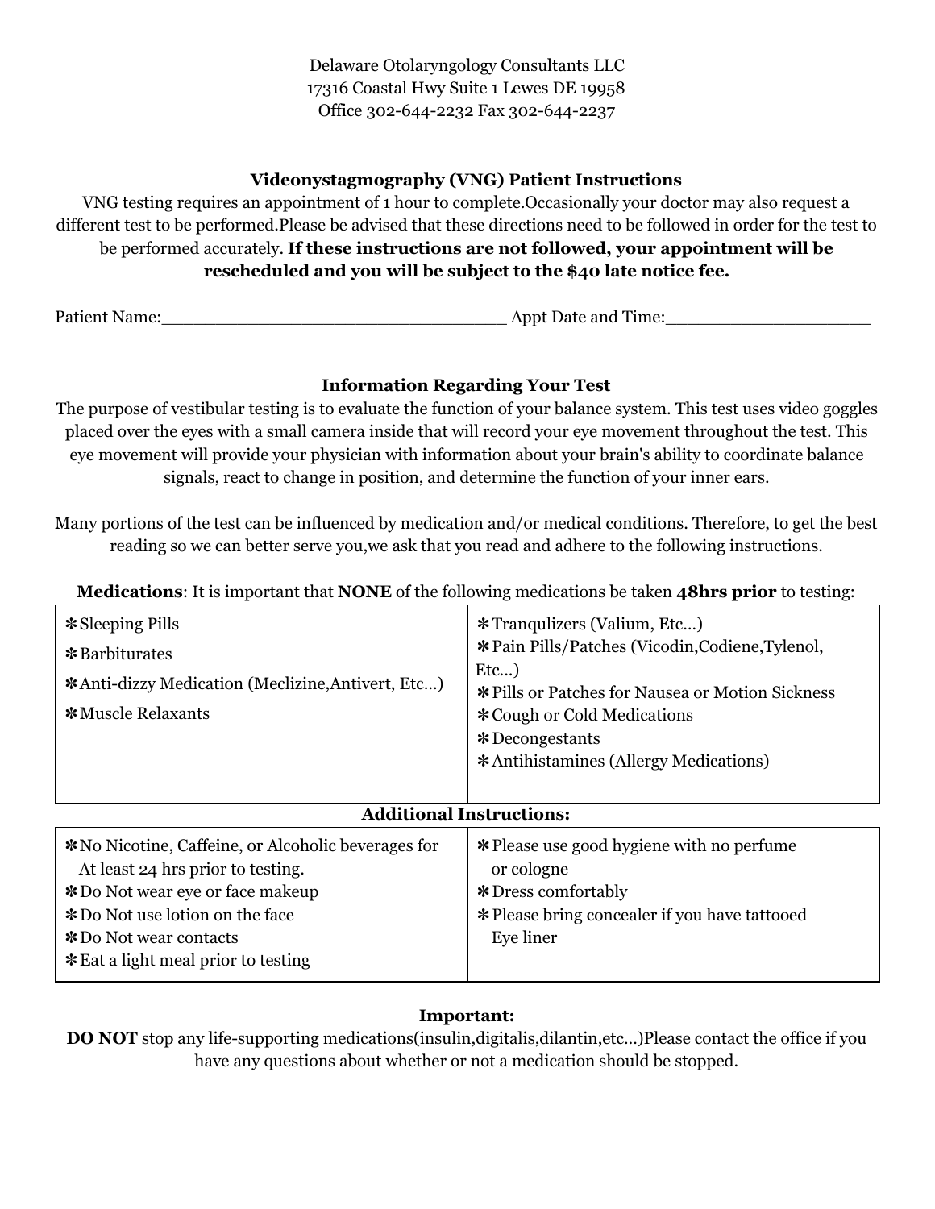Delaware Otolaryngology Consultants LLC
17316 Coastal Hwy Suite 1 Lewes DE 19958
Office 302-644-2232 Fax 302-644-2237

### Videonystagmography (VNG) Patient Instructions

VNG testing requires an appointment of 1 hour to complete.Occasionally your doctor may also request a different test to be performed.Please be advised that these directions need to be followed in order for the test to be performed accurately. **If these instructions are not followed, your appointment will be rescheduled and you will be subject to the $40 late notice fee.**

Patient Name:_________________________________ Appt Date and Time:____________________

### Information Regarding Your Test

The purpose of vestibular testing is to evaluate the function of your balance system. This test uses video goggles placed over the eyes with a small camera inside that will record your eye movement throughout the test. This eye movement will provide your physician with information about your brain's ability to coordinate balance signals, react to change in position, and determine the function of your inner ears.

Many portions of the test can be influenced by medication and/or medical conditions. Therefore, to get the best reading so we can better serve you,we ask that you read and adhere to the following instructions.

**Medications**: It is important that **NONE** of the following medications be taken **48hrs prior** to testing:

| | |
|---|---|
| ✻Sleeping Pills<br>✻Barbiturates<br>✻Anti-dizzy Medication (Meclizine,Antivert, Etc…)<br>✻Muscle Relaxants | ✻Tranqulizers (Valium, Etc…)<br>✻Pain Pills/Patches (Vicodin,Codiene,Tylenol, Etc…)<br>✻Pills or Patches for Nausea or Motion Sickness<br>✻Cough or Cold Medications<br>✻Decongestants<br>✻Antihistamines (Allergy Medications) |

**Additional Instructions:**

| | |
|---|---|
| ✻No Nicotine, Caffeine, or Alcoholic beverages for At least 24 hrs prior to testing.<br>✻Do Not wear eye or face makeup<br>✻Do Not use lotion on the face<br>✻Do Not wear contacts<br>✻Eat a light meal prior to testing | ✻Please use good hygiene with no perfume or cologne<br>✻Dress comfortably<br>✻Please bring concealer if you have tattooed Eye liner |

**Important:**

**DO NOT** stop any life-supporting medications(insulin,digitalis,dilantin,etc…)Please contact the office if you have any questions about whether or not a medication should be stopped.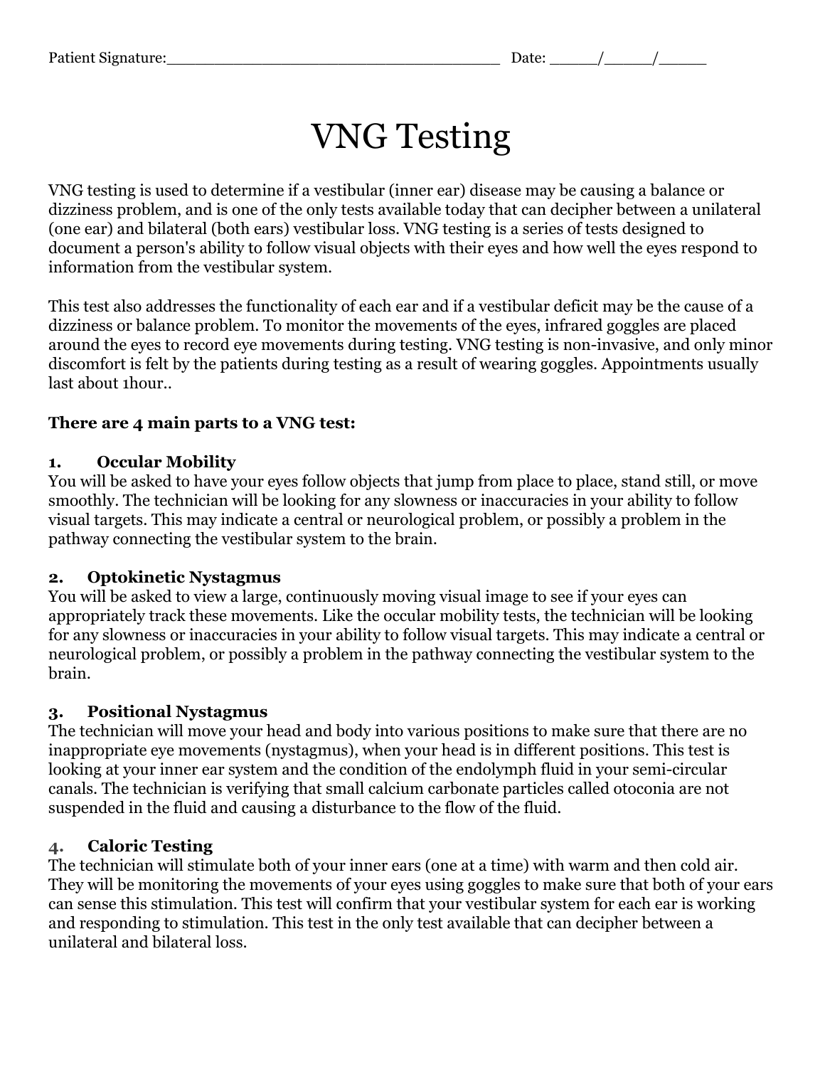Patient Signature:___________________________________ Date: _____/_____/_____

# VNG Testing

VNG testing is used to determine if a vestibular (inner ear) disease may be causing a balance or dizziness problem, and is one of the only tests available today that can decipher between a unilateral (one ear) and bilateral (both ears) vestibular loss. VNG testing is a series of tests designed to document a person's ability to follow visual objects with their eyes and how well the eyes respond to information from the vestibular system.

This test also addresses the functionality of each ear and if a vestibular deficit may be the cause of a dizziness or balance problem. To monitor the movements of the eyes, infrared goggles are placed around the eyes to record eye movements during testing. VNG testing is non-invasive, and only minor discomfort is felt by the patients during testing as a result of wearing goggles. Appointments usually last about 1hour..

**There are 4 main parts to a VNG test:**

**1. Occular Mobility**
You will be asked to have your eyes follow objects that jump from place to place, stand still, or move smoothly. The technician will be looking for any slowness or inaccuracies in your ability to follow visual targets. This may indicate a central or neurological problem, or possibly a problem in the pathway connecting the vestibular system to the brain.

**2. Optokinetic Nystagmus**
You will be asked to view a large, continuously moving visual image to see if your eyes can appropriately track these movements. Like the occular mobility tests, the technician will be looking for any slowness or inaccuracies in your ability to follow visual targets. This may indicate a central or neurological problem, or possibly a problem in the pathway connecting the vestibular system to the brain.

**3. Positional Nystagmus**
The technician will move your head and body into various positions to make sure that there are no inappropriate eye movements (nystagmus), when your head is in different positions. This test is looking at your inner ear system and the condition of the endolymph fluid in your semi-circular canals. The technician is verifying that small calcium carbonate particles called otoconia are not suspended in the fluid and causing a disturbance to the flow of the fluid.

**4. Caloric Testing**
The technician will stimulate both of your inner ears (one at a time) with warm and then cold air. They will be monitoring the movements of your eyes using goggles to make sure that both of your ears can sense this stimulation. This test will confirm that your vestibular system for each ear is working and responding to stimulation. This test in the only test available that can decipher between a unilateral and bilateral loss.